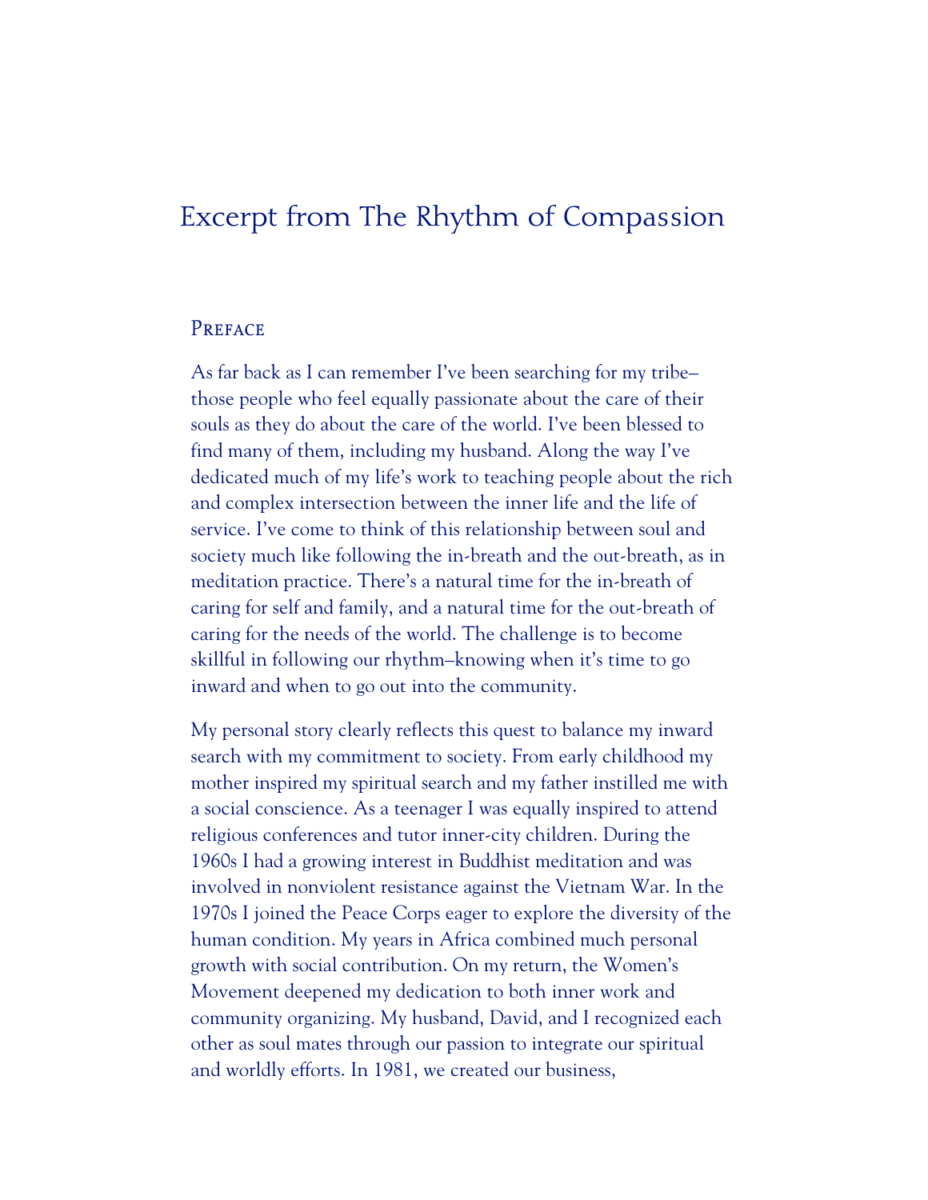# Excerpt from The Rhythm of Compassion

## Preface

As far back as I can remember I've been searching for my tribe–those people who feel equally passionate about the care of their souls as they do about the care of the world. I've been blessed to find many of them, including my husband. Along the way I've dedicated much of my life's work to teaching people about the rich and complex intersection between the inner life and the life of service. I've come to think of this relationship between soul and society much like following the in-breath and the out-breath, as in meditation practice. There's a natural time for the in-breath of caring for self and family, and a natural time for the out-breath of caring for the needs of the world. The challenge is to become skillful in following our rhythm–knowing when it's time to go inward and when to go out into the community.

My personal story clearly reflects this quest to balance my inward search with my commitment to society. From early childhood my mother inspired my spiritual search and my father instilled me with a social conscience. As a teenager I was equally inspired to attend religious conferences and tutor inner-city children. During the 1960s I had a growing interest in Buddhist meditation and was involved in nonviolent resistance against the Vietnam War. In the 1970s I joined the Peace Corps eager to explore the diversity of the human condition. My years in Africa combined much personal growth with social contribution. On my return, the Women's Movement deepened my dedication to both inner work and community organizing. My husband, David, and I recognized each other as soul mates through our passion to integrate our spiritual and worldly efforts. In 1981, we created our business,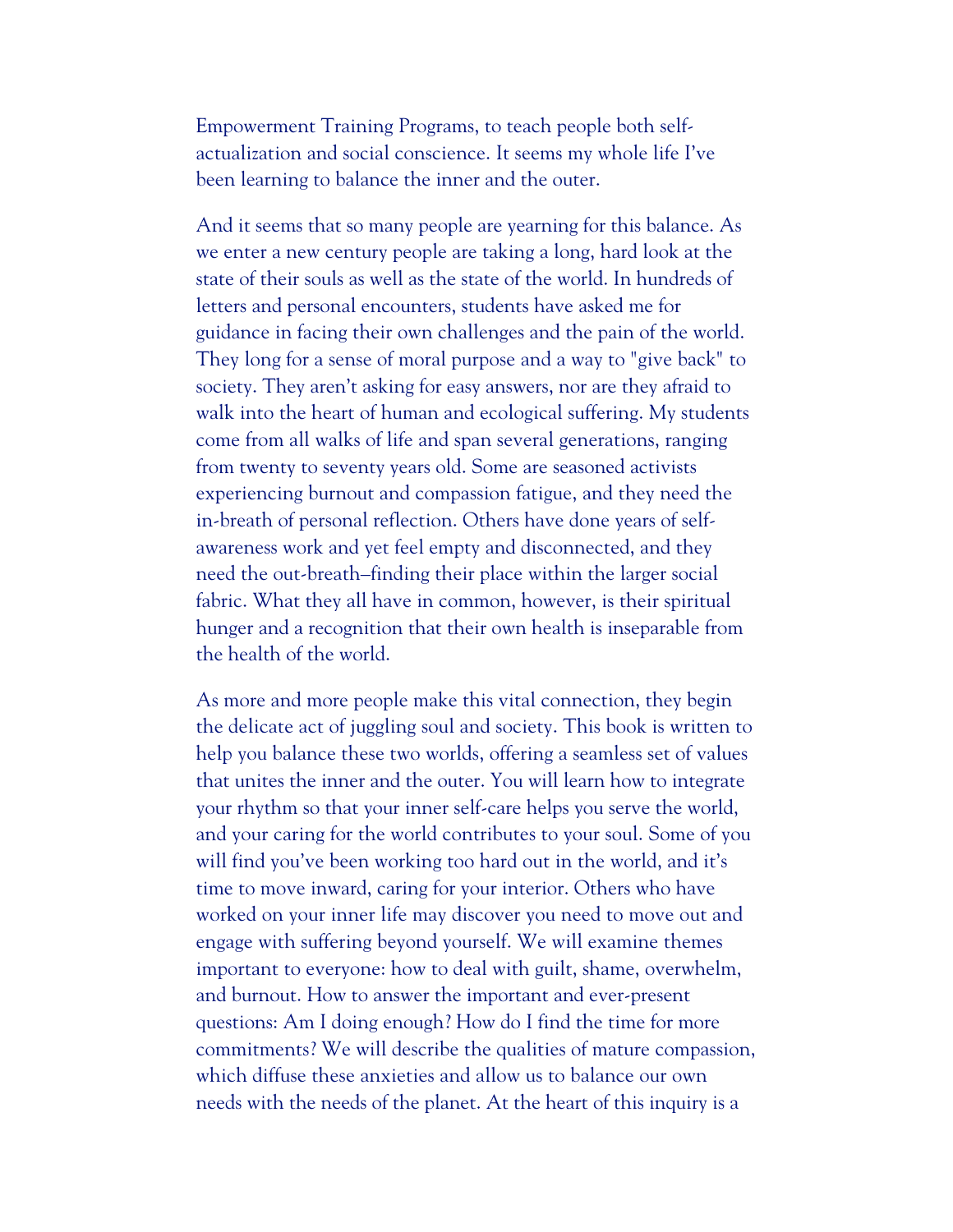Empowerment Training Programs, to teach people both self-actualization and social conscience. It seems my whole life I've been learning to balance the inner and the outer.

And it seems that so many people are yearning for this balance. As we enter a new century people are taking a long, hard look at the state of their souls as well as the state of the world. In hundreds of letters and personal encounters, students have asked me for guidance in facing their own challenges and the pain of the world. They long for a sense of moral purpose and a way to "give back" to society. They aren't asking for easy answers, nor are they afraid to walk into the heart of human and ecological suffering. My students come from all walks of life and span several generations, ranging from twenty to seventy years old. Some are seasoned activists experiencing burnout and compassion fatigue, and they need the in-breath of personal reflection. Others have done years of self-awareness work and yet feel empty and disconnected, and they need the out-breath–finding their place within the larger social fabric. What they all have in common, however, is their spiritual hunger and a recognition that their own health is inseparable from the health of the world.

As more and more people make this vital connection, they begin the delicate act of juggling soul and society. This book is written to help you balance these two worlds, offering a seamless set of values that unites the inner and the outer. You will learn how to integrate your rhythm so that your inner self-care helps you serve the world, and your caring for the world contributes to your soul. Some of you will find you've been working too hard out in the world, and it's time to move inward, caring for your interior. Others who have worked on your inner life may discover you need to move out and engage with suffering beyond yourself. We will examine themes important to everyone: how to deal with guilt, shame, overwhelm, and burnout. How to answer the important and ever-present questions: Am I doing enough? How do I find the time for more commitments? We will describe the qualities of mature compassion, which diffuse these anxieties and allow us to balance our own needs with the needs of the planet. At the heart of this inquiry is a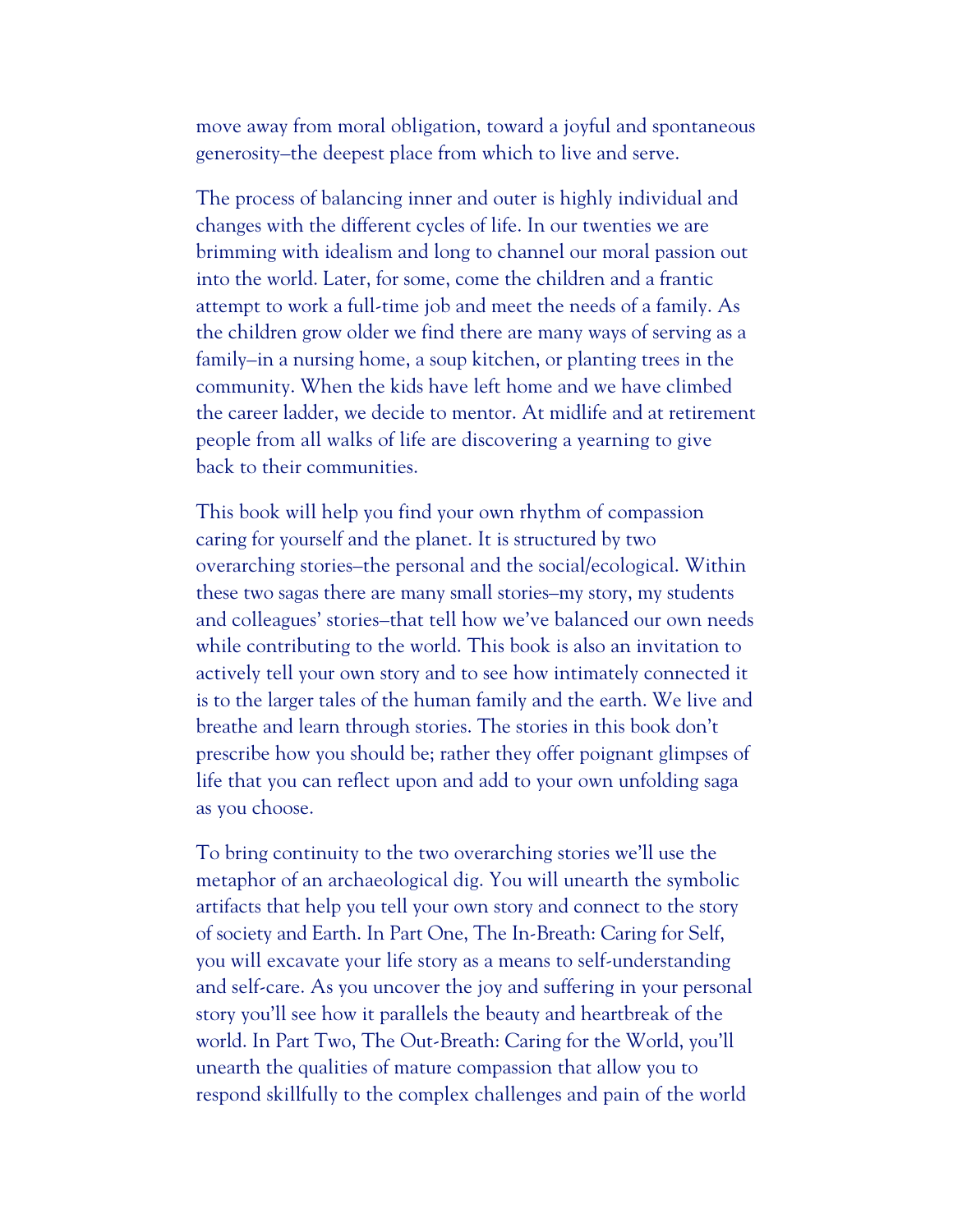move away from moral obligation, toward a joyful and spontaneous generosity—the deepest place from which to live and serve.

The process of balancing inner and outer is highly individual and changes with the different cycles of life. In our twenties we are brimming with idealism and long to channel our moral passion out into the world. Later, for some, come the children and a frantic attempt to work a full-time job and meet the needs of a family. As the children grow older we find there are many ways of serving as a family—in a nursing home, a soup kitchen, or planting trees in the community. When the kids have left home and we have climbed the career ladder, we decide to mentor. At midlife and at retirement people from all walks of life are discovering a yearning to give back to their communities.

This book will help you find your own rhythm of compassion caring for yourself and the planet. It is structured by two overarching stories—the personal and the social/ecological. Within these two sagas there are many small stories—my story, my students and colleagues' stories—that tell how we've balanced our own needs while contributing to the world. This book is also an invitation to actively tell your own story and to see how intimately connected it is to the larger tales of the human family and the earth. We live and breathe and learn through stories. The stories in this book don't prescribe how you should be; rather they offer poignant glimpses of life that you can reflect upon and add to your own unfolding saga as you choose.

To bring continuity to the two overarching stories we'll use the metaphor of an archaeological dig. You will unearth the symbolic artifacts that help you tell your own story and connect to the story of society and Earth. In Part One, The In-Breath: Caring for Self, you will excavate your life story as a means to self-understanding and self-care. As you uncover the joy and suffering in your personal story you'll see how it parallels the beauty and heartbreak of the world. In Part Two, The Out-Breath: Caring for the World, you'll unearth the qualities of mature compassion that allow you to respond skillfully to the complex challenges and pain of the world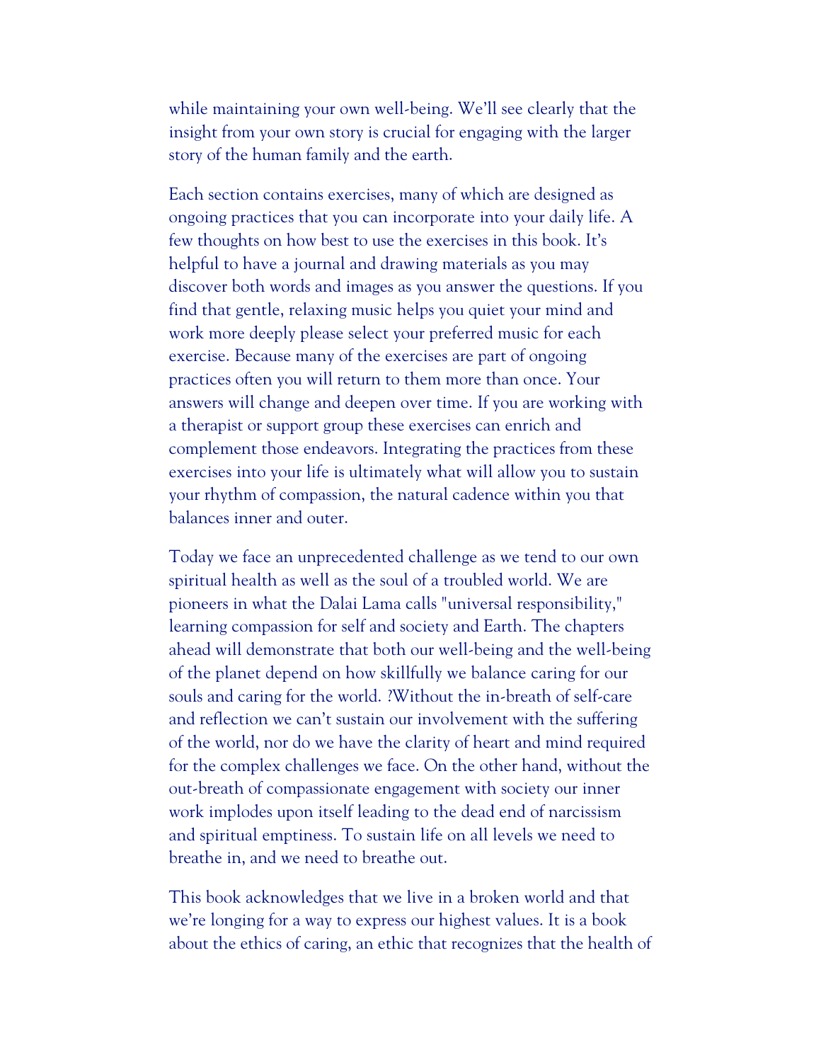while maintaining your own well-being. We'll see clearly that the insight from your own story is crucial for engaging with the larger story of the human family and the earth.

Each section contains exercises, many of which are designed as ongoing practices that you can incorporate into your daily life. A few thoughts on how best to use the exercises in this book. It's helpful to have a journal and drawing materials as you may discover both words and images as you answer the questions. If you find that gentle, relaxing music helps you quiet your mind and work more deeply please select your preferred music for each exercise. Because many of the exercises are part of ongoing practices often you will return to them more than once. Your answers will change and deepen over time. If you are working with a therapist or support group these exercises can enrich and complement those endeavors. Integrating the practices from these exercises into your life is ultimately what will allow you to sustain your rhythm of compassion, the natural cadence within you that balances inner and outer.

Today we face an unprecedented challenge as we tend to our own spiritual health as well as the soul of a troubled world. We are pioneers in what the Dalai Lama calls "universal responsibility," learning compassion for self and society and Earth. The chapters ahead will demonstrate that both our well-being and the well-being of the planet depend on how skillfully we balance caring for our souls and caring for the world. ?Without the in-breath of self-care and reflection we can't sustain our involvement with the suffering of the world, nor do we have the clarity of heart and mind required for the complex challenges we face. On the other hand, without the out-breath of compassionate engagement with society our inner work implodes upon itself leading to the dead end of narcissism and spiritual emptiness. To sustain life on all levels we need to breathe in, and we need to breathe out.

This book acknowledges that we live in a broken world and that we're longing for a way to express our highest values. It is a book about the ethics of caring, an ethic that recognizes that the health of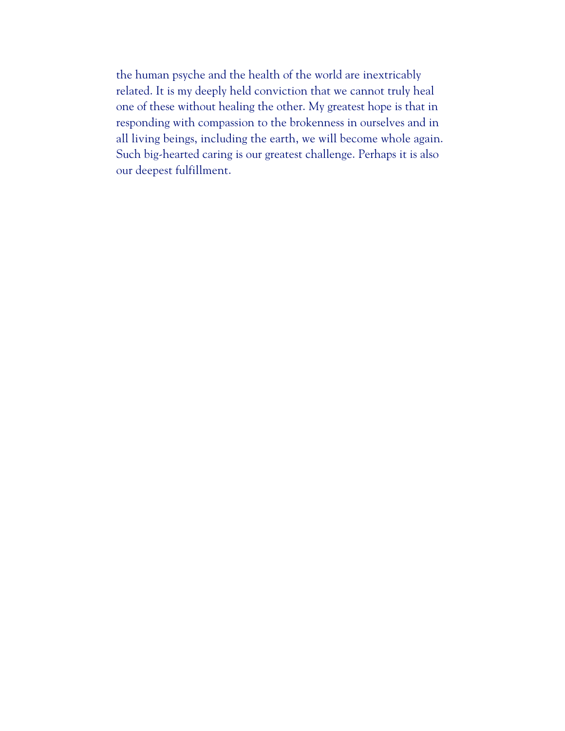the human psyche and the health of the world are inextricably related. It is my deeply held conviction that we cannot truly heal one of these without healing the other. My greatest hope is that in responding with compassion to the brokenness in ourselves and in all living beings, including the earth, we will become whole again. Such big-hearted caring is our greatest challenge. Perhaps it is also our deepest fulfillment.